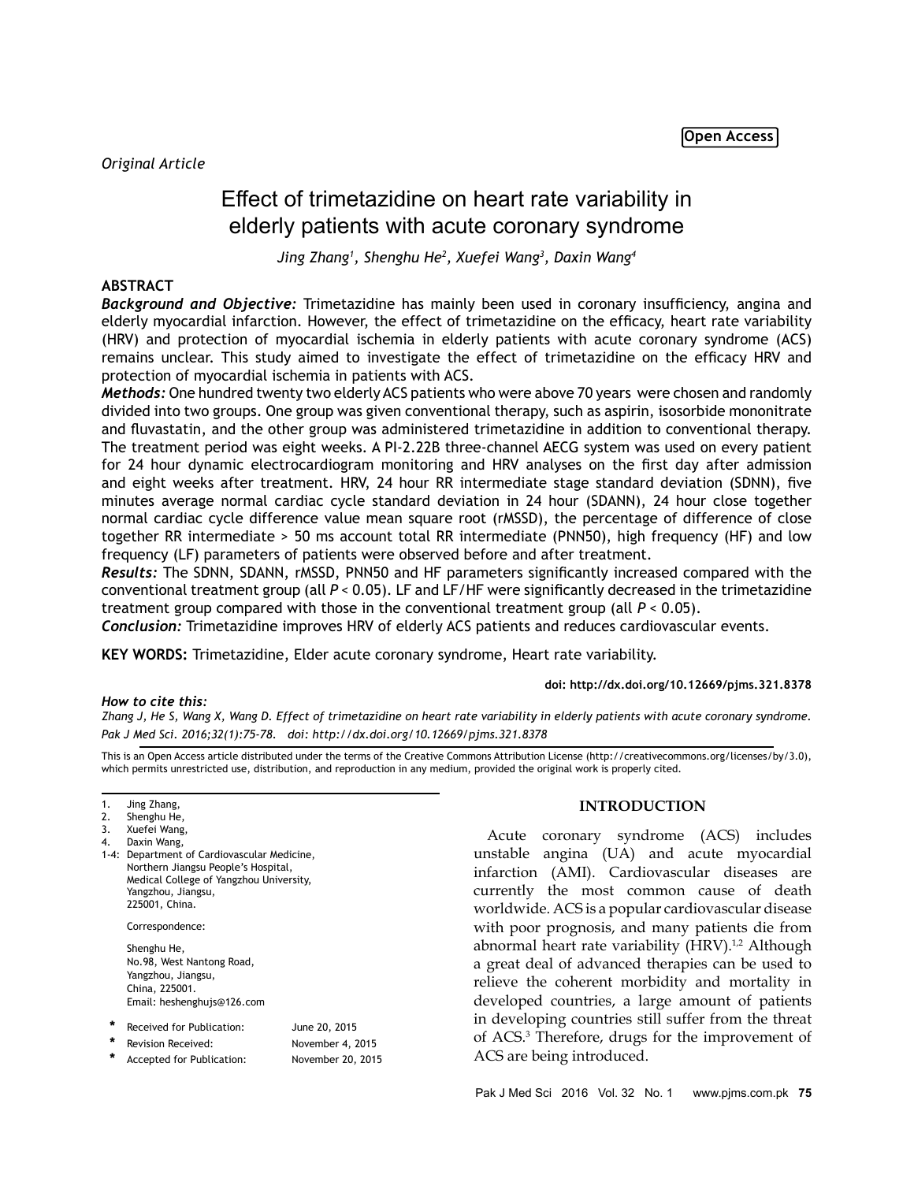Open Access

*Original Article*

# Effect of trimetazidine on heart rate variability in elderly patients with acute coronary syndrome

*Jing Zhang[1], Shenghu He[2], Xuefei Wang[3], Daxin Wang[4]*

## ABSTRACT

***Background and Objective:*** Trimetazidine has mainly been used in coronary insufficiency, angina and elderly myocardial infarction. However, the effect of trimetazidine on the efficacy, heart rate variability (HRV) and protection of myocardial ischemia in elderly patients with acute coronary syndrome (ACS) remains unclear. This study aimed to investigate the effect of trimetazidine on the efficacy HRV and protection of myocardial ischemia in patients with ACS.

***Methods:*** One hundred twenty two elderly ACS patients who were above 70 years were chosen and randomly divided into two groups. One group was given conventional therapy, such as aspirin, isosorbide mononitrate and fluvastatin, and the other group was administered trimetazidine in addition to conventional therapy. The treatment period was eight weeks. A PI-2.22B three-channel AECG system was used on every patient for 24 hour dynamic electrocardiogram monitoring and HRV analyses on the first day after admission and eight weeks after treatment. HRV, 24 hour RR intermediate stage standard deviation (SDNN), five minutes average normal cardiac cycle standard deviation in 24 hour (SDANN), 24 hour close together normal cardiac cycle difference value mean square root (rMSSD), the percentage of difference of close together RR intermediate > 50 ms account total RR intermediate (PNN50), high frequency (HF) and low frequency (LF) parameters of patients were observed before and after treatment.

***Results:*** The SDNN, SDANN, rMSSD, PNN50 and HF parameters significantly increased compared with the conventional treatment group (all $P < 0.05$). LF and LF/HF were significantly decreased in the trimetazidine treatment group compared with those in the conventional treatment group (all $P < 0.05$).

***Conclusion:*** Trimetazidine improves HRV of elderly ACS patients and reduces cardiovascular events.

**KEY WORDS:** Trimetazidine, Elder acute coronary syndrome, Heart rate variability.

**doi: http://dx.doi.org/10.12669/pjms.321.8378**

***How to cite this:***
*Zhang J, He S, Wang X, Wang D. Effect of trimetazidine on heart rate variability in elderly patients with acute coronary syndrome. Pak J Med Sci. 2016;32(1):75-78. doi: http://dx.doi.org/10.12669/pjms.321.8378*

This is an Open Access article distributed under the terms of the Creative Commons Attribution License (http://creativecommons.org/licenses/by/3.0), which permits unrestricted use, distribution, and reproduction in any medium, provided the original work is properly cited.

1. Jing Zhang,
2. Shenghu He,
3. Xuefei Wang,
4. Daxin Wang,

1-4: Department of Cardiovascular Medicine, Northern Jiangsu People's Hospital, Medical College of Yangzhou University, Yangzhou, Jiangsu, 225001, China.

Correspondence:

Shenghu He,
No.98, West Nantong Road,
Yangzhou, Jiangsu,
China, 225001.
Email: heshenghujs@126.com

- \* Received for Publication: June 20, 2015
- \* Revision Received: November 4, 2015
- \* Accepted for Publication: November 20, 2015

## INTRODUCTION

Acute coronary syndrome (ACS) includes unstable angina (UA) and acute myocardial infarction (AMI). Cardiovascular diseases are currently the most common cause of death worldwide. ACS is a popular cardiovascular disease with poor prognosis, and many patients die from abnormal heart rate variability (HRV).[1,2] Although a great deal of advanced therapies can be used to relieve the coherent morbidity and mortality in developed countries, a large amount of patients in developing countries still suffer from the threat of ACS.[3] Therefore, drugs for the improvement of ACS are being introduced.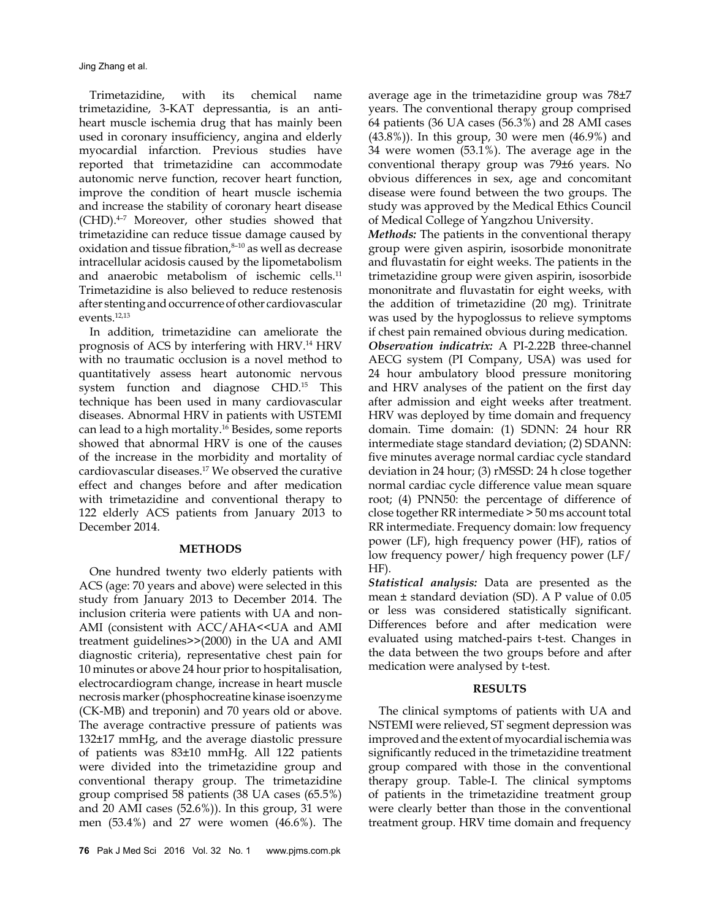Trimetazidine, with its chemical name trimetazidine, 3-KAT depressantia, is an anti-heart muscle ischemia drug that has mainly been used in coronary insufficiency, angina and elderly myocardial infarction. Previous studies have reported that trimetazidine can accommodate autonomic nerve function, recover heart function, improve the condition of heart muscle ischemia and increase the stability of coronary heart disease (CHD).[4–7] Moreover, other studies showed that trimetazidine can reduce tissue damage caused by oxidation and tissue fibration,[8–10] as well as decrease intracellular acidosis caused by the lipometabolism and anaerobic metabolism of ischemic cells.[11] Trimetazidine is also believed to reduce restenosis after stenting and occurrence of other cardiovascular events.[12,13]

In addition, trimetazidine can ameliorate the prognosis of ACS by interfering with HRV.[14] HRV with no traumatic occlusion is a novel method to quantitatively assess heart autonomic nervous system function and diagnose CHD.[15] This technique has been used in many cardiovascular diseases. Abnormal HRV in patients with USTEMI can lead to a high mortality.[16] Besides, some reports showed that abnormal HRV is one of the causes of the increase in the morbidity and mortality of cardiovascular diseases.[17] We observed the curative effect and changes before and after medication with trimetazidine and conventional therapy to 122 elderly ACS patients from January 2013 to December 2014.

## METHODS

One hundred twenty two elderly patients with ACS (age: 70 years and above) were selected in this study from January 2013 to December 2014. The inclusion criteria were patients with UA and non-AMI (consistent with ACC/AHA<<UA and AMI treatment guidelines>>(2000) in the UA and AMI diagnostic criteria), representative chest pain for 10 minutes or above 24 hour prior to hospitalisation, electrocardiogram change, increase in heart muscle necrosis marker (phosphocreatine kinase isoenzyme (CK-MB) and treponin) and 70 years old or above. The average contractive pressure of patients was 132±17 mmHg, and the average diastolic pressure of patients was 83±10 mmHg. All 122 patients were divided into the trimetazidine group and conventional therapy group. The trimetazidine group comprised 58 patients (38 UA cases (65.5%) and 20 AMI cases (52.6%)). In this group, 31 were men (53.4%) and 27 were women (46.6%). The average age in the trimetazidine group was 78±7 years. The conventional therapy group comprised 64 patients (36 UA cases (56.3%) and 28 AMI cases (43.8%)). In this group, 30 were men (46.9%) and 34 were women (53.1%). The average age in the conventional therapy group was 79±6 years. No obvious differences in sex, age and concomitant disease were found between the two groups. The study was approved by the Medical Ethics Council of Medical College of Yangzhou University.

***Methods:*** The patients in the conventional therapy group were given aspirin, isosorbide mononitrate and fluvastatin for eight weeks. The patients in the trimetazidine group were given aspirin, isosorbide mononitrate and fluvastatin for eight weeks, with the addition of trimetazidine (20 mg). Trinitrate was used by the hypoglossus to relieve symptoms if chest pain remained obvious during medication.

***Observation indicatrix:*** A PI-2.22B three-channel AECG system (PI Company, USA) was used for 24 hour ambulatory blood pressure monitoring and HRV analyses of the patient on the first day after admission and eight weeks after treatment. HRV was deployed by time domain and frequency domain. Time domain: (1) SDNN: 24 hour RR intermediate stage standard deviation; (2) SDANN: five minutes average normal cardiac cycle standard deviation in 24 hour; (3) rMSSD: 24 h close together normal cardiac cycle difference value mean square root; (4) PNN50: the percentage of difference of close together RR intermediate > 50 ms account total RR intermediate. Frequency domain: low frequency power (LF), high frequency power (HF), ratios of low frequency power/ high frequency power (LF/HF).

***Statistical analysis:*** Data are presented as the mean ± standard deviation (SD). A P value of 0.05 or less was considered statistically significant. Differences before and after medication were evaluated using matched-pairs t-test. Changes in the data between the two groups before and after medication were analysed by t-test.

## RESULTS

The clinical symptoms of patients with UA and NSTEMI were relieved, ST segment depression was improved and the extent of myocardial ischemia was significantly reduced in the trimetazidine treatment group compared with those in the conventional therapy group. Table-I. The clinical symptoms of patients in the trimetazidine treatment group were clearly better than those in the conventional treatment group. HRV time domain and frequency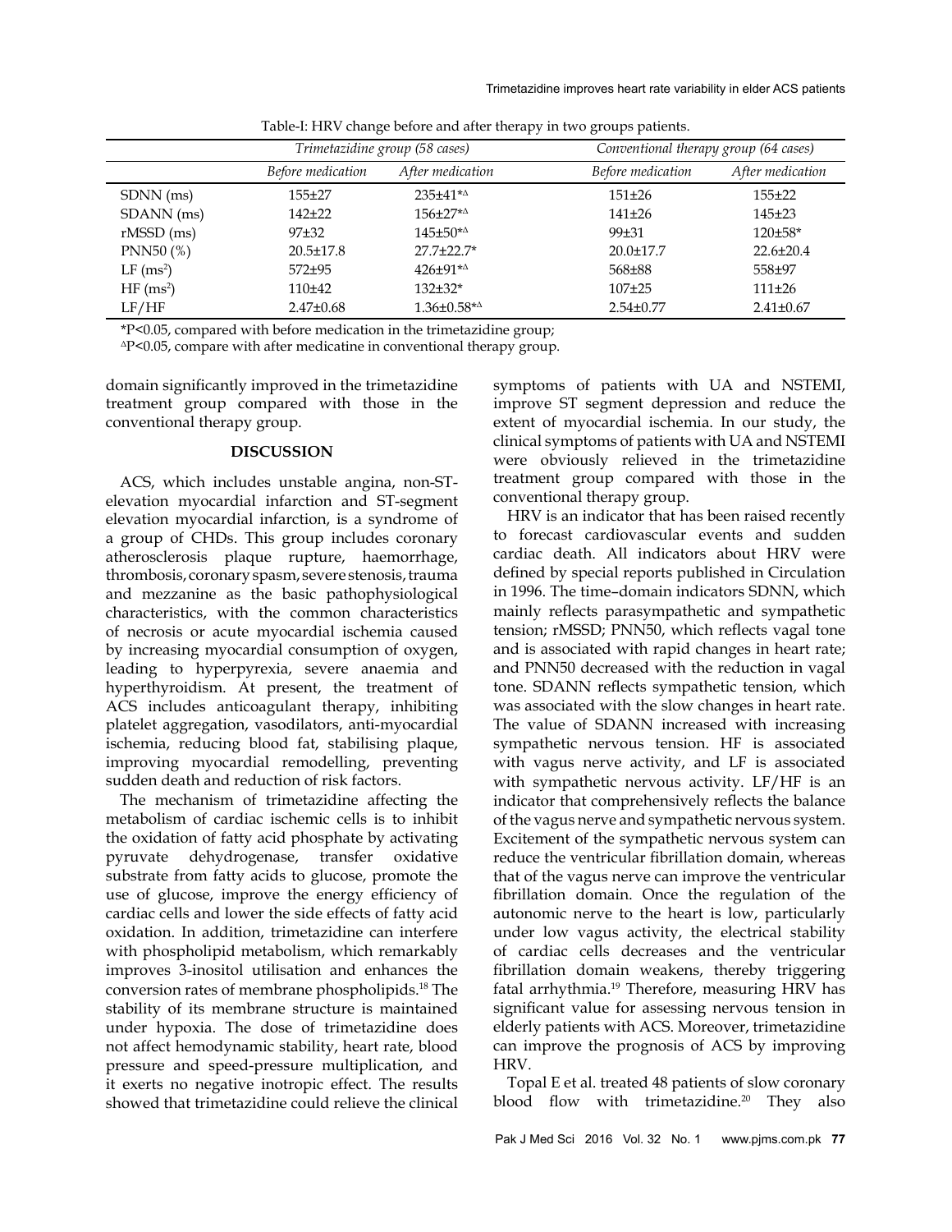Table-I: HRV change before and after therapy in two groups patients.

| | *Trimetazidine group (58 cases)* | | *Conventional therapy group (64 cases)* | |
|---|---|---|---|---|
| | *Before medication* | *After medication* | *Before medication* | *After medication* |
| SDNN (ms) | 155±27 | 235±41*$^{\Delta}$ | 151±26 | 155±22 |
| SDANN (ms) | 142±22 | 156±27*$^{\Delta}$ | 141±26 | 145±23 |
| rMSSD (ms) | 97±32 | 145±50*$^{\Delta}$ | 99±31 | 120±58* |
| PNN50 (%) | 20.5±17.8 | 27.7±22.7* | 20.0±17.7 | 22.6±20.4 |
| LF ($ms^2$) | 572±95 | 426±91*$^{\Delta}$ | 568±88 | 558±97 |
| HF ($ms^2$) | 110±42 | 132±32* | 107±25 | 111±26 |
| LF/HF | 2.47±0.68 | 1.36±0.58*$^{\Delta}$ | 2.54±0.77 | 2.41±0.67 |

*P<0.05, compared with before medication in the trimetazidine group;
$^{\Delta}$P<0.05, compare with after medicatine in conventional therapy group.

domain significantly improved in the trimetazidine treatment group compared with those in the conventional therapy group.

## DISCUSSION

ACS, which includes unstable angina, non-ST-elevation myocardial infarction and ST-segment elevation myocardial infarction, is a syndrome of a group of CHDs. This group includes coronary atherosclerosis plaque rupture, haemorrhage, thrombosis, coronary spasm, severe stenosis, trauma and mezzanine as the basic pathophysiological characteristics, with the common characteristics of necrosis or acute myocardial ischemia caused by increasing myocardial consumption of oxygen, leading to hyperpyrexia, severe anaemia and hyperthyroidism. At present, the treatment of ACS includes anticoagulant therapy, inhibiting platelet aggregation, vasodilators, anti-myocardial ischemia, reducing blood fat, stabilising plaque, improving myocardial remodelling, preventing sudden death and reduction of risk factors.

The mechanism of trimetazidine affecting the metabolism of cardiac ischemic cells is to inhibit the oxidation of fatty acid phosphate by activating pyruvate dehydrogenase, transfer oxidative substrate from fatty acids to glucose, promote the use of glucose, improve the energy efficiency of cardiac cells and lower the side effects of fatty acid oxidation. In addition, trimetazidine can interfere with phospholipid metabolism, which remarkably improves 3-inositol utilisation and enhances the conversion rates of membrane phospholipids.[18] The stability of its membrane structure is maintained under hypoxia. The dose of trimetazidine does not affect hemodynamic stability, heart rate, blood pressure and speed-pressure multiplication, and it exerts no negative inotropic effect. The results showed that trimetazidine could relieve the clinical symptoms of patients with UA and NSTEMI, improve ST segment depression and reduce the extent of myocardial ischemia. In our study, the clinical symptoms of patients with UA and NSTEMI were obviously relieved in the trimetazidine treatment group compared with those in the conventional therapy group.

HRV is an indicator that has been raised recently to forecast cardiovascular events and sudden cardiac death. All indicators about HRV were defined by special reports published in Circulation in 1996. The time–domain indicators SDNN, which mainly reflects parasympathetic and sympathetic tension; rMSSD; PNN50, which reflects vagal tone and is associated with rapid changes in heart rate; and PNN50 decreased with the reduction in vagal tone. SDANN reflects sympathetic tension, which was associated with the slow changes in heart rate. The value of SDANN increased with increasing sympathetic nervous tension. HF is associated with vagus nerve activity, and LF is associated with sympathetic nervous activity. LF/HF is an indicator that comprehensively reflects the balance of the vagus nerve and sympathetic nervous system. Excitement of the sympathetic nervous system can reduce the ventricular fibrillation domain, whereas that of the vagus nerve can improve the ventricular fibrillation domain. Once the regulation of the autonomic nerve to the heart is low, particularly under low vagus activity, the electrical stability of cardiac cells decreases and the ventricular fibrillation domain weakens, thereby triggering fatal arrhythmia.[19] Therefore, measuring HRV has significant value for assessing nervous tension in elderly patients with ACS. Moreover, trimetazidine can improve the prognosis of ACS by improving HRV.

Topal E et al. treated 48 patients of slow coronary blood flow with trimetazidine.[20] They also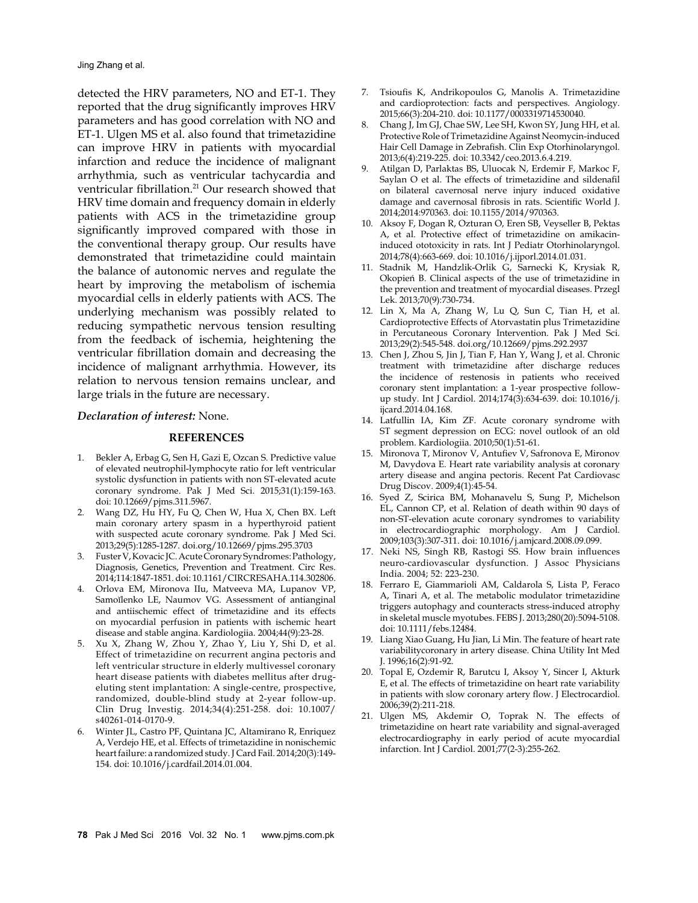detected the HRV parameters, NO and ET-1. They reported that the drug significantly improves HRV parameters and has good correlation with NO and ET-1. Ulgen MS et al. also found that trimetazidine can improve HRV in patients with myocardial infarction and reduce the incidence of malignant arrhythmia, such as ventricular tachycardia and ventricular fibrillation.[21] Our research showed that HRV time domain and frequency domain in elderly patients with ACS in the trimetazidine group significantly improved compared with those in the conventional therapy group. Our results have demonstrated that trimetazidine could maintain the balance of autonomic nerves and regulate the heart by improving the metabolism of ischemia myocardial cells in elderly patients with ACS. The underlying mechanism was possibly related to reducing sympathetic nervous tension resulting from the feedback of ischemia, heightening the ventricular fibrillation domain and decreasing the incidence of malignant arrhythmia. However, its relation to nervous tension remains unclear, and large trials in the future are necessary.

***Declaration of interest:*** None.

## REFERENCES

1. Bekler A, Erbag G, Sen H, Gazi E, Ozcan S. Predictive value of elevated neutrophil-lymphocyte ratio for left ventricular systolic dysfunction in patients with non ST-elevated acute coronary syndrome. Pak J Med Sci. 2015;31(1):159-163. doi: 10.12669/pjms.311.5967.
2. Wang DZ, Hu HY, Fu Q, Chen W, Hua X, Chen BX. Left main coronary artery spasm in a hyperthyroid patient with suspected acute coronary syndrome. Pak J Med Sci. 2013;29(5):1285-1287. doi.org/10.12669/pjms.295.3703
3. Fuster V, Kovacic JC. Acute Coronary Syndromes: Pathology, Diagnosis, Genetics, Prevention and Treatment. Circ Res. 2014;114:1847-1851. doi: 10.1161/CIRCRESAHA.114.302806.
4. Orlova EM, Mironova IIu, Matveeva MA, Lupanov VP, Samoĭlenko LE, Naumov VG. Assessment of antianginal and antiischemic effect of trimetazidine and its effects on myocardial perfusion in patients with ischemic heart disease and stable angina. Kardiologiia. 2004;44(9):23-28.
5. Xu X, Zhang W, Zhou Y, Zhao Y, Liu Y, Shi D, et al. Effect of trimetazidine on recurrent angina pectoris and left ventricular structure in elderly multivessel coronary heart disease patients with diabetes mellitus after drug-eluting stent implantation: A single-centre, prospective, randomized, double-blind study at 2-year follow-up. Clin Drug Investig. 2014;34(4):251-258. doi: 10.1007/s40261-014-0170-9.
6. Winter JL, Castro PF, Quintana JC, Altamirano R, Enriquez A, Verdejo HE, et al. Effects of trimetazidine in nonischemic heart failure: a randomized study. J Card Fail. 2014;20(3):149-154. doi: 10.1016/j.cardfail.2014.01.004.
7. Tsioufis K, Andrikopoulos G, Manolis A. Trimetazidine and cardioprotection: facts and perspectives. Angiology. 2015;66(3):204-210. doi: 10.1177/0003319714530040.
8. Chang J, Im GJ, Chae SW, Lee SH, Kwon SY, Jung HH, et al. Protective Role of Trimetazidine Against Neomycin-induced Hair Cell Damage in Zebrafish. Clin Exp Otorhinolaryngol. 2013;6(4):219-225. doi: 10.3342/ceo.2013.6.4.219.
9. Atilgan D, Parlaktas BS, Uluocak N, Erdemir F, Markoc F, Saylan O et al. The effects of trimetazidine and sildenafil on bilateral cavernosal nerve injury induced oxidative damage and cavernosal fibrosis in rats. Scientific World J. 2014;2014:970363. doi: 10.1155/2014/970363.
10. Aksoy F, Dogan R, Ozturan O, Eren SB, Veyseller B, Pektas A, et al. Protective effect of trimetazidine on amikacin-induced ototoxicity in rats. Int J Pediatr Otorhinolaryngol. 2014;78(4):663-669. doi: 10.1016/j.ijporl.2014.01.031.
11. Stadnik M, Handzlik-Orlik G, Sarnecki K, Krysiak R, Okopień B. Clinical aspects of the use of trimetazidine in the prevention and treatment of myocardial diseases. Przegl Lek. 2013;70(9):730-734.
12. Lin X, Ma A, Zhang W, Lu Q, Sun C, Tian H, et al. Cardioprotective Effects of Atorvastatin plus Trimetazidine in Percutaneous Coronary Intervention. Pak J Med Sci. 2013;29(2):545-548. doi.org/10.12669/pjms.292.2937
13. Chen J, Zhou S, Jin J, Tian F, Han Y, Wang J, et al. Chronic treatment with trimetazidine after discharge reduces the incidence of restenosis in patients who received coronary stent implantation: a 1-year prospective follow-up study. Int J Cardiol. 2014;174(3):634-639. doi: 10.1016/j.ijcard.2014.04.168.
14. Latfullin IA, Kim ZF. Acute coronary syndrome with ST segment depression on ECG: novel outlook of an old problem. Kardiologiia. 2010;50(1):51-61.
15. Mironova T, Mironov V, Antufiev V, Safronova E, Mironov M, Davydova E. Heart rate variability analysis at coronary artery disease and angina pectoris. Recent Pat Cardiovasc Drug Discov. 2009;4(1):45-54.
16. Syed Z, Scirica BM, Mohanavelu S, Sung P, Michelson EL, Cannon CP, et al. Relation of death within 90 days of non-ST-elevation acute coronary syndromes to variability in electrocardiographic morphology. Am J Cardiol. 2009;103(3):307-311. doi: 10.1016/j.amjcard.2008.09.099.
17. Neki NS, Singh RB, Rastogi SS. How brain influences neuro-cardiovascular dysfunction. J Assoc Physicians India. 2004; 52: 223-230.
18. Ferraro E, Giammarioli AM, Caldarola S, Lista P, Feraco A, Tinari A, et al. The metabolic modulator trimetazidine triggers autophagy and counteracts stress-induced atrophy in skeletal muscle myotubes. FEBS J. 2013;280(20):5094-5108. doi: 10.1111/febs.12484.
19. Liang Xiao Guang, Hu Jian, Li Min. The feature of heart rate variabilitycoronary in artery disease. China Utility Int Med J. 1996;16(2):91-92.
20. Topal E, Ozdemir R, Barutcu I, Aksoy Y, Sincer I, Akturk E, et al. The effects of trimetazidine on heart rate variability in patients with slow coronary artery flow. J Electrocardiol. 2006;39(2):211-218.
21. Ulgen MS, Akdemir O, Toprak N. The effects of trimetazidine on heart rate variability and signal-averaged electrocardiography in early period of acute myocardial infarction. Int J Cardiol. 2001;77(2-3):255-262.